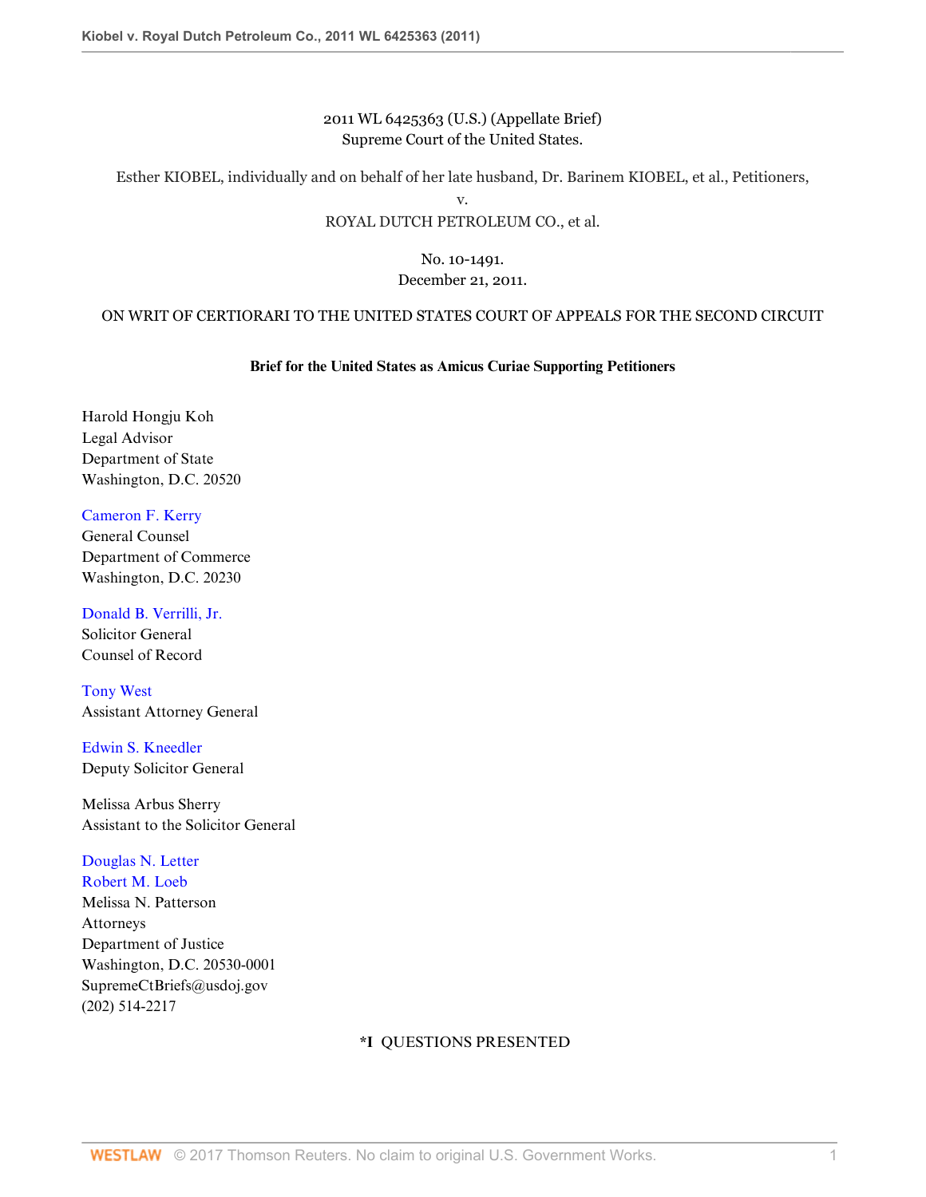2011 WL 6425363 (U.S.) (Appellate Brief)
Supreme Court of the United States.

Esther KIOBEL, individually and on behalf of her late husband, Dr. Barinem KIOBEL, et al., Petitioners,

v.

ROYAL DUTCH PETROLEUM CO., et al.

No. 10-1491.
December 21, 2011.

ON WRIT OF CERTIORARI TO THE UNITED STATES COURT OF APPEALS FOR THE SECOND CIRCUIT

**Brief for the United States as Amicus Curiae Supporting Petitioners**

Harold Hongju Koh
Legal Advisor
Department of State
Washington, D.C. 20520

Cameron F. Kerry
General Counsel
Department of Commerce
Washington, D.C. 20230

Donald B. Verrilli, Jr.
Solicitor General
Counsel of Record

Tony West
Assistant Attorney General

Edwin S. Kneedler
Deputy Solicitor General

Melissa Arbus Sherry
Assistant to the Solicitor General

Douglas N. Letter
Robert M. Loeb
Melissa N. Patterson
Attorneys
Department of Justice
Washington, D.C. 20530-0001
SupremeCtBriefs@usdoj.gov
(202) 514-2217

**\*I** QUESTIONS PRESENTED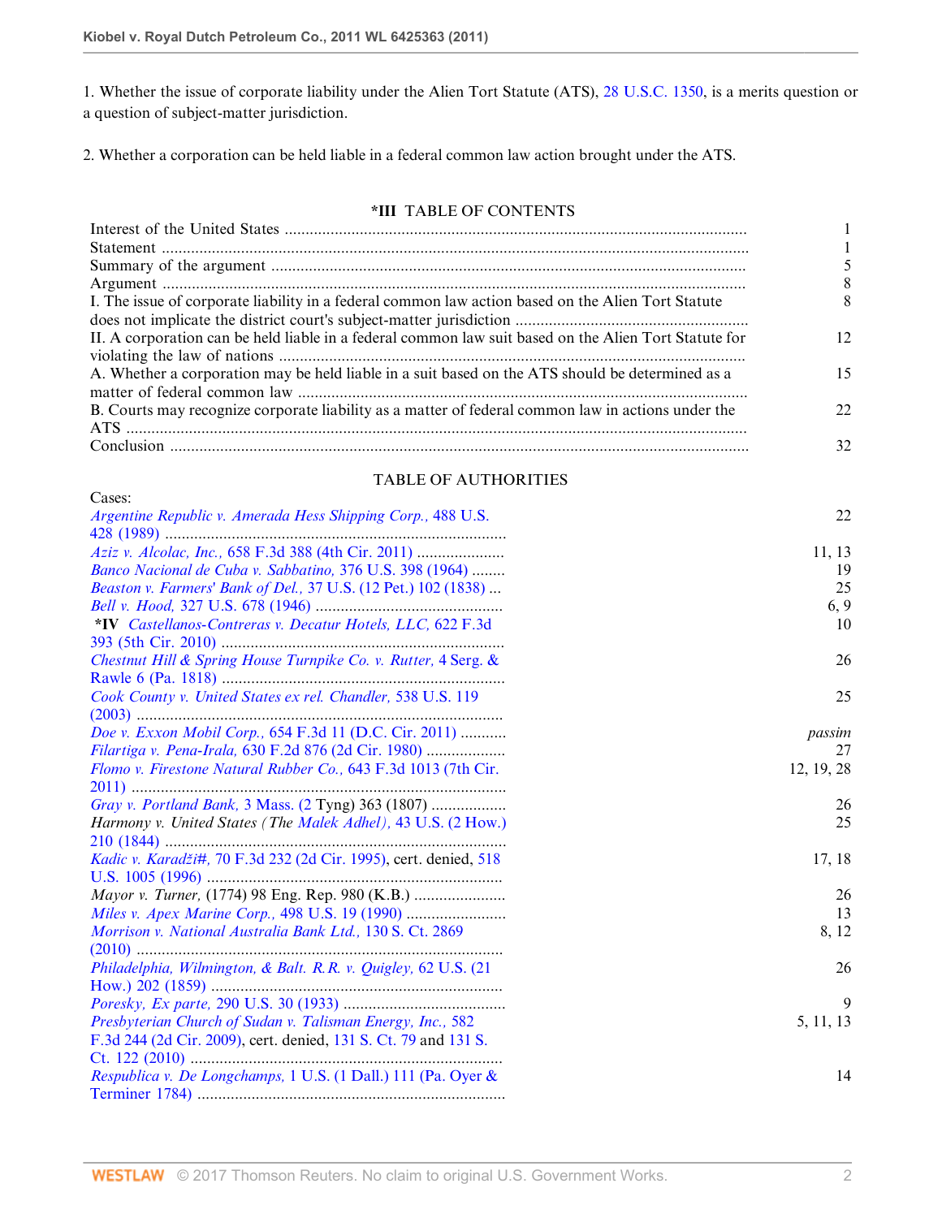1. Whether the issue of corporate liability under the Alien Tort Statute (ATS), 28 U.S.C. 1350, is a merits question or a question of subject-matter jurisdiction.

2. Whether a corporation can be held liable in a federal common law action brought under the ATS.

## *III TABLE OF CONTENTS

| | |
|---|---|
| Interest of the United States | 1 |
| Statement | 1 |
| Summary of the argument | 5 |
| Argument | 8 |
| I. The issue of corporate liability in a federal common law action based on the Alien Tort Statute does not implicate the district court's subject-matter jurisdiction | 8 |
| II. A corporation can be held liable in a federal common law suit based on the Alien Tort Statute for violating the law of nations | 12 |
| A. Whether a corporation may be held liable in a suit based on the ATS should be determined as a matter of federal common law | 15 |
| B. Courts may recognize corporate liability as a matter of federal common law in actions under the ATS | 22 |
| Conclusion | 32 |

## TABLE OF AUTHORITIES

| Cases: | |
|---|---|
| *Argentine Republic v. Amerada Hess Shipping Corp.,* 488 U.S. 428 (1989) | 22 |
| *Aziz v. Alcolac, Inc.,* 658 F.3d 388 (4th Cir. 2011) | 11, 13 |
| *Banco Nacional de Cuba v. Sabbatino,* 376 U.S. 398 (1964) | 19 |
| *Beaston v. Farmers' Bank of Del.,* 37 U.S. (12 Pet.) 102 (1838) | 25 |
| *Bell v. Hood,* 327 U.S. 678 (1946) | 6, 9 |
| **\*IV** *Castellanos-Contreras v. Decatur Hotels, LLC,* 622 F.3d 393 (5th Cir. 2010) | 10 |
| *Chestnut Hill & Spring House Turnpike Co. v. Rutter,* 4 Serg. & Rawle 6 (Pa. 1818) | 26 |
| *Cook County v. United States ex rel. Chandler,* 538 U.S. 119 (2003) | 25 |
| *Doe v. Exxon Mobil Corp.,* 654 F.3d 11 (D.C. Cir. 2011) | *passim* |
| *Filartiga v. Pena-Irala,* 630 F.2d 876 (2d Cir. 1980) | 27 |
| *Flomo v. Firestone Natural Rubber Co.,* 643 F.3d 1013 (7th Cir. 2011) | 12, 19, 28 |
| *Gray v. Portland Bank,* 3 Mass. (2 Tyng) 363 (1807) | 26 |
| Harmony v. United States *(The Malek Adhel),* 43 U.S. (2 How.) 210 (1844) | 25 |
| *Kadic v. Karadži#,* 70 F.3d 232 (2d Cir. 1995), cert. denied, 518 U.S. 1005 (1996) | 17, 18 |
| *Mayor v. Turner,* (1774) 98 Eng. Rep. 980 (K.B.) | 26 |
| *Miles v. Apex Marine Corp.,* 498 U.S. 19 (1990) | 13 |
| *Morrison v. National Australia Bank Ltd.,* 130 S. Ct. 2869 (2010) | 8, 12 |
| *Philadelphia, Wilmington, & Balt. R.R. v. Quigley,* 62 U.S. (21 How.) 202 (1859) | 26 |
| *Poresky, Ex parte,* 290 U.S. 30 (1933) | 9 |
| *Presbyterian Church of Sudan v. Talisman Energy, Inc.,* 582 F.3d 244 (2d Cir. 2009), cert. denied, 131 S. Ct. 79 and 131 S. Ct. 122 (2010) | 5, 11, 13 |
| *Respublica v. De Longchamps,* 1 U.S. (1 Dall.) 111 (Pa. Oyer & Terminer 1784) | 14 |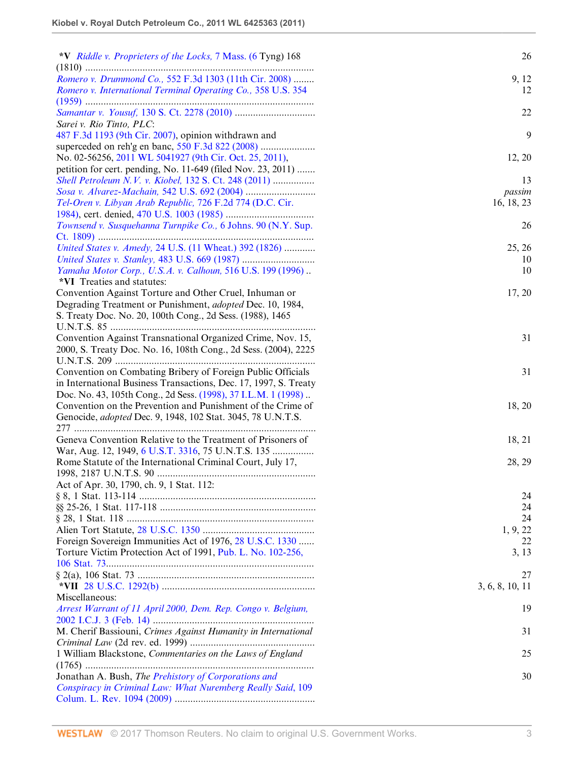*V *Riddle v. Proprietors of the Locks,* 7 Mass. (6 Tyng) 168 (1810) ........ 26

*Romero v. Drummond Co.,* 552 F.3d 1303 (11th Cir. 2008) ........ 9, 12

*Romero v. International Terminal Operating Co.,* 358 U.S. 354 (1959) ........ 12

*Samantar v. Yousuf,* 130 S. Ct. 2278 (2010) ........ 22

*Sarei v. Rio Tinto, PLC*:

487 F.3d 1193 (9th Cir. 2007), opinion withdrawn and superceded on reh'g en banc, 550 F.3d 822 (2008) ........ 9

No. 02-56256, 2011 WL 5041927 (9th Cir. Oct. 25, 2011), petition for cert. pending, No. 11-649 (filed Nov. 23, 2011) ........ 12, 20

*Shell Petroleum N.V. v. Kiobel,* 132 S. Ct. 248 (2011) ........ 13

*Sosa v. Alvarez-Machain,* 542 U.S. 692 (2004) ........ *passim*

*Tel-Oren v. Libyan Arab Republic,* 726 F.2d 774 (D.C. Cir. 1984), cert. denied, 470 U.S. 1003 (1985) ........ 16, 18, 23

*Townsend v. Susquehanna Turnpike Co.,* 6 Johns. 90 (N.Y. Sup. Ct. 1809) ........ 26

*United States v. Amedy,* 24 U.S. (11 Wheat.) 392 (1826) ........ 25, 26

*United States v. Stanley,* 483 U.S. 669 (1987) ........ 10

*Yamaha Motor Corp., U.S.A. v. Calhoun,* 516 U.S. 199 (1996) ........ 10

*VI Treaties and statutes:

Convention Against Torture and Other Cruel, Inhuman or Degrading Treatment or Punishment, *adopted* Dec. 10, 1984, S. Treaty Doc. No. 20, 100th Cong., 2d Sess. (1988), 1465 U.N.T.S. 85 ........ 17, 20

Convention Against Transnational Organized Crime, Nov. 15, 2000, S. Treaty Doc. No. 16, 108th Cong., 2d Sess. (2004), 2225 U.N.T.S. 209 ........ 31

Convention on Combating Bribery of Foreign Public Officials in International Business Transactions, Dec. 17, 1997, S. Treaty Doc. No. 43, 105th Cong., 2d Sess. (1998), 37 I.L.M. 1 (1998) ........ 31

Convention on the Prevention and Punishment of the Crime of Genocide, *adopted* Dec. 9, 1948, 102 Stat. 3045, 78 U.N.T.S. 277 ........ 18, 20

Geneva Convention Relative to the Treatment of Prisoners of War, Aug. 12, 1949, 6 U.S.T. 3316, 75 U.N.T.S. 135 ........ 18, 21

Rome Statute of the International Criminal Court, July 17, 1998, 2187 U.N.T.S. 90 ........ 28, 29

Act of Apr. 30, 1790, ch. 9, 1 Stat. 112:

§ 8, 1 Stat. 113-114 ........ 24

§§ 25-26, 1 Stat. 117-118 ........ 24

§ 28, 1 Stat. 118 ........ 24

Alien Tort Statute, 28 U.S.C. 1350 ........ 1, 9, 22

Foreign Sovereign Immunities Act of 1976, 28 U.S.C. 1330 ........ 22

Torture Victim Protection Act of 1991, Pub. L. No. 102-256, 106 Stat. 73 ........ 3, 13

§ 2(a), 106 Stat. 73 ........ 27

*VII 28 U.S.C. 1292(b) ........ 3, 6, 8, 10, 11

Miscellaneous:

*Arrest Warrant of 11 April 2000, Dem. Rep. Congo v. Belgium,* 2002 I.C.J. 3 (Feb. 14) ........ 19

M. Cherif Bassiouni, *Crimes Against Humanity in International Criminal Law* (2d rev. ed. 1999) ........ 31

1 William Blackstone, *Commentaries on the Laws of England* (1765) ........ 25

Jonathan A. Bush, *The Prehistory of Corporations and Conspiracy in Criminal Law: What Nuremberg Really Said*, 109 Colum. L. Rev. 1094 (2009) ........ 30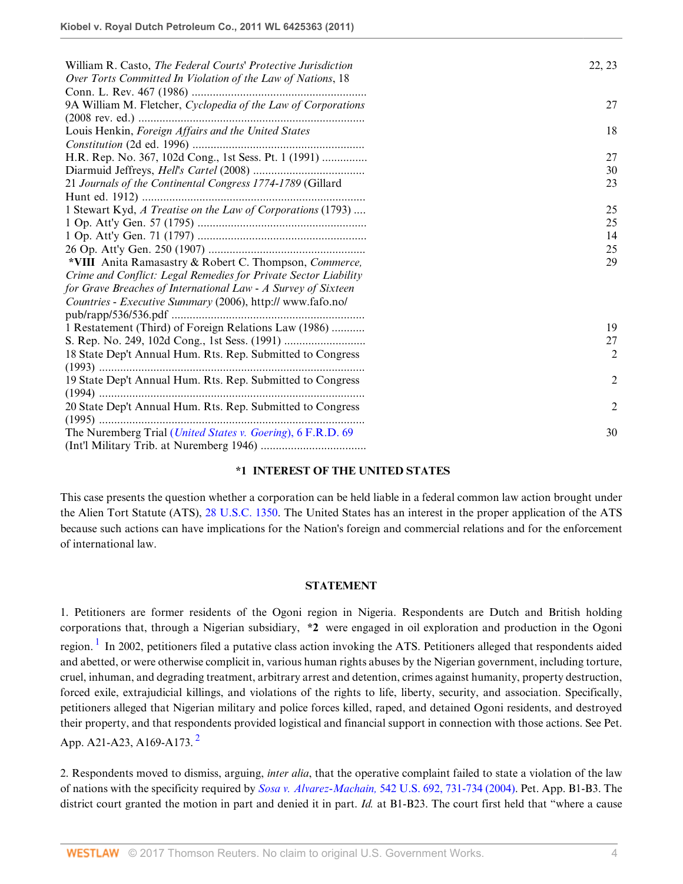| | |
|---|---|
| William R. Casto, *The Federal Courts' Protective Jurisdiction Over Torts Committed In Violation of the Law of Nations*, 18 Conn. L. Rev. 467 (1986) .......................................................... | 22, 23 |
| 9A William M. Fletcher, *Cyclopedia of the Law of Corporations* (2008 rev. ed.) .......................................................................... | 27 |
| Louis Henkin, *Foreign Affairs and the United States Constitution* (2d ed. 1996) ......................................................... | 18 |
| H.R. Rep. No. 367, 102d Cong., 1st Sess. Pt. 1 (1991) ............... | 27 |
| Diarmuid Jeffreys, *Hell's Cartel* (2008) ..................................... | 30 |
| 21 *Journals of the Continental Congress 1774-1789* (Gillard Hunt ed. 1912) .......................................................................... | 23 |
| 1 Stewart Kyd, *A Treatise on the Law of Corporations* (1793) .... | 25 |
| 1 Op. Att'y Gen. 57 (1795) ........................................................ | 25 |
| 1 Op. Att'y Gen. 71 (1797) ........................................................ | 14 |
| 26 Op. Att'y Gen. 250 (1907) .................................................... | 25 |
| **\*VIII** Anita Ramasastry & Robert C. Thompson, *Commerce, Crime and Conflict: Legal Remedies for Private Sector Liability for Grave Breaches of International Law - A Survey of Sixteen Countries - Executive Summary* (2006), http:// www.fafo.no/ pub/rapp/536/536.pdf ................................................................ | 29 |
| 1 Restatement (Third) of Foreign Relations Law (1986) ........... | 19 |
| S. Rep. No. 249, 102d Cong., 1st Sess. (1991) ........................... | 27 |
| 18 State Dep't Annual Hum. Rts. Rep. Submitted to Congress (1993) ........................................................................................ | 2 |
| 19 State Dep't Annual Hum. Rts. Rep. Submitted to Congress (1994) ........................................................................................ | 2 |
| 20 State Dep't Annual Hum. Rts. Rep. Submitted to Congress (1995) ........................................................................................ | 2 |
| The Nuremberg Trial (*United States v. Goering*), 6 F.R.D. 69 (Int'l Military Trib. at Nuremberg 1946) .................................. | 30 |

## \*1 INTEREST OF THE UNITED STATES

This case presents the question whether a corporation can be held liable in a federal common law action brought under the Alien Tort Statute (ATS), 28 U.S.C. 1350. The United States has an interest in the proper application of the ATS because such actions can have implications for the Nation's foreign and commercial relations and for the enforcement of international law.

## STATEMENT

1. Petitioners are former residents of the Ogoni region in Nigeria. Respondents are Dutch and British holding corporations that, through a Nigerian subsidiary, **\*2** were engaged in oil exploration and production in the Ogoni region.[1] In 2002, petitioners filed a putative class action invoking the ATS. Petitioners alleged that respondents aided and abetted, or were otherwise complicit in, various human rights abuses by the Nigerian government, including torture, cruel, inhuman, and degrading treatment, arbitrary arrest and detention, crimes against humanity, property destruction, forced exile, extrajudicial killings, and violations of the rights to life, liberty, security, and association. Specifically, petitioners alleged that Nigerian military and police forces killed, raped, and detained Ogoni residents, and destroyed their property, and that respondents provided logistical and financial support in connection with those actions. See Pet. App. A21-A23, A169-A173.[2]

2. Respondents moved to dismiss, arguing, *inter alia*, that the operative complaint failed to state a violation of the law of nations with the specificity required by *Sosa v. Alvarez-Machain,* 542 U.S. 692, 731-734 (2004). Pet. App. B1-B3. The district court granted the motion in part and denied it in part. *Id.* at B1-B23. The court first held that "where a cause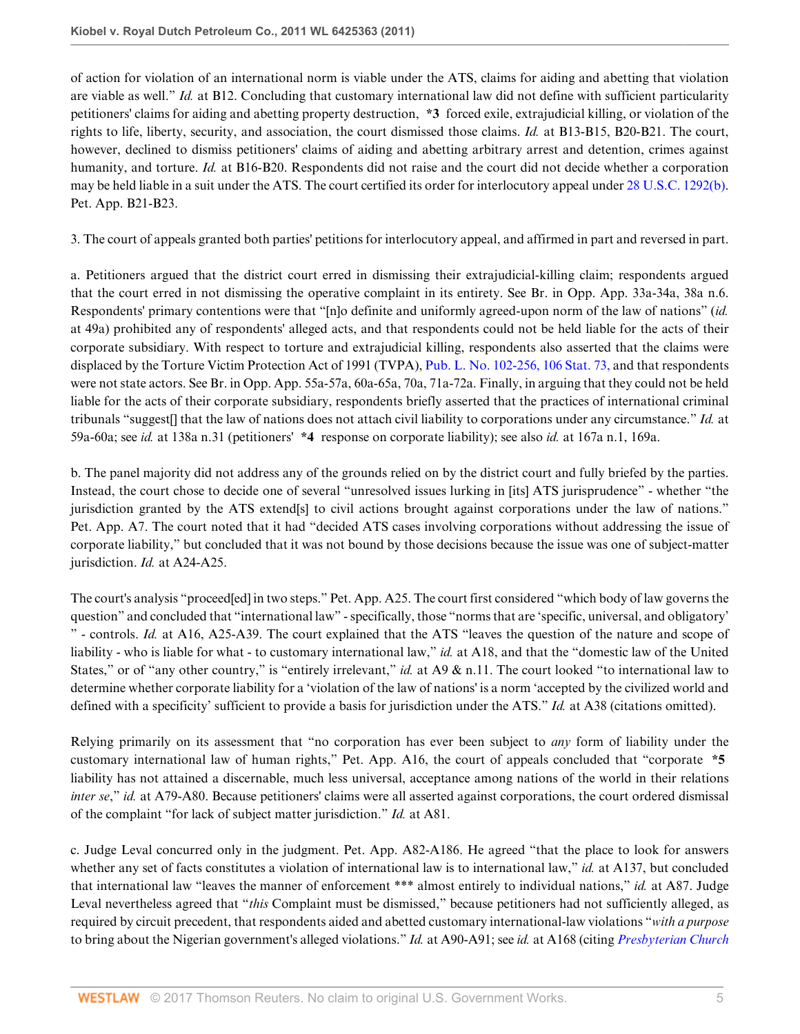of action for violation of an international norm is viable under the ATS, claims for aiding and abetting that violation are viable as well." *Id.* at B12. Concluding that customary international law did not define with sufficient particularity petitioners' claims for aiding and abetting property destruction, **\*3** forced exile, extrajudicial killing, or violation of the rights to life, liberty, security, and association, the court dismissed those claims. *Id.* at B13-B15, B20-B21. The court, however, declined to dismiss petitioners' claims of aiding and abetting arbitrary arrest and detention, crimes against humanity, and torture. *Id.* at B16-B20. Respondents did not raise and the court did not decide whether a corporation may be held liable in a suit under the ATS. The court certified its order for interlocutory appeal under 28 U.S.C. 1292(b). Pet. App. B21-B23.

3. The court of appeals granted both parties' petitions for interlocutory appeal, and affirmed in part and reversed in part.

a. Petitioners argued that the district court erred in dismissing their extrajudicial-killing claim; respondents argued that the court erred in not dismissing the operative complaint in its entirety. See Br. in Opp. App. 33a-34a, 38a n.6. Respondents' primary contentions were that "[n]o definite and uniformly agreed-upon norm of the law of nations" (*id.* at 49a) prohibited any of respondents' alleged acts, and that respondents could not be held liable for the acts of their corporate subsidiary. With respect to torture and extrajudicial killing, respondents also asserted that the claims were displaced by the Torture Victim Protection Act of 1991 (TVPA), Pub. L. No. 102-256, 106 Stat. 73, and that respondents were not state actors. See Br. in Opp. App. 55a-57a, 60a-65a, 70a, 71a-72a. Finally, in arguing that they could not be held liable for the acts of their corporate subsidiary, respondents briefly asserted that the practices of international criminal tribunals "suggest[] that the law of nations does not attach civil liability to corporations under any circumstance." *Id.* at 59a-60a; see *id.* at 138a n.31 (petitioners' **\*4** response on corporate liability); see also *id.* at 167a n.1, 169a.

b. The panel majority did not address any of the grounds relied on by the district court and fully briefed by the parties. Instead, the court chose to decide one of several "unresolved issues lurking in [its] ATS jurisprudence" - whether "the jurisdiction granted by the ATS extend[s] to civil actions brought against corporations under the law of nations." Pet. App. A7. The court noted that it had "decided ATS cases involving corporations without addressing the issue of corporate liability," but concluded that it was not bound by those decisions because the issue was one of subject-matter jurisdiction. *Id.* at A24-A25.

The court's analysis "proceed[ed] in two steps." Pet. App. A25. The court first considered "which body of law governs the question" and concluded that "international law" - specifically, those "norms that are 'specific, universal, and obligatory' " - controls. *Id.* at A16, A25-A39. The court explained that the ATS "leaves the question of the nature and scope of liability - who is liable for what - to customary international law," *id.* at A18, and that the "domestic law of the United States," or of "any other country," is "entirely irrelevant," *id.* at A9 & n.11. The court looked "to international law to determine whether corporate liability for a 'violation of the law of nations' is a norm 'accepted by the civilized world and defined with a specificity' sufficient to provide a basis for jurisdiction under the ATS." *Id.* at A38 (citations omitted).

Relying primarily on its assessment that "no corporation has ever been subject to *any* form of liability under the customary international law of human rights," Pet. App. A16, the court of appeals concluded that "corporate **\*5** liability has not attained a discernable, much less universal, acceptance among nations of the world in their relations *inter se*," *id.* at A79-A80. Because petitioners' claims were all asserted against corporations, the court ordered dismissal of the complaint "for lack of subject matter jurisdiction." *Id.* at A81.

c. Judge Leval concurred only in the judgment. Pet. App. A82-A186. He agreed "that the place to look for answers whether any set of facts constitutes a violation of international law is to international law," *id.* at A137, but concluded that international law "leaves the manner of enforcement \*\*\* almost entirely to individual nations," *id.* at A87. Judge Leval nevertheless agreed that "*this* Complaint must be dismissed," because petitioners had not sufficiently alleged, as required by circuit precedent, that respondents aided and abetted customary international-law violations "*with a purpose* to bring about the Nigerian government's alleged violations." *Id.* at A90-A91; see *id.* at A168 (citing *Presbyterian Church*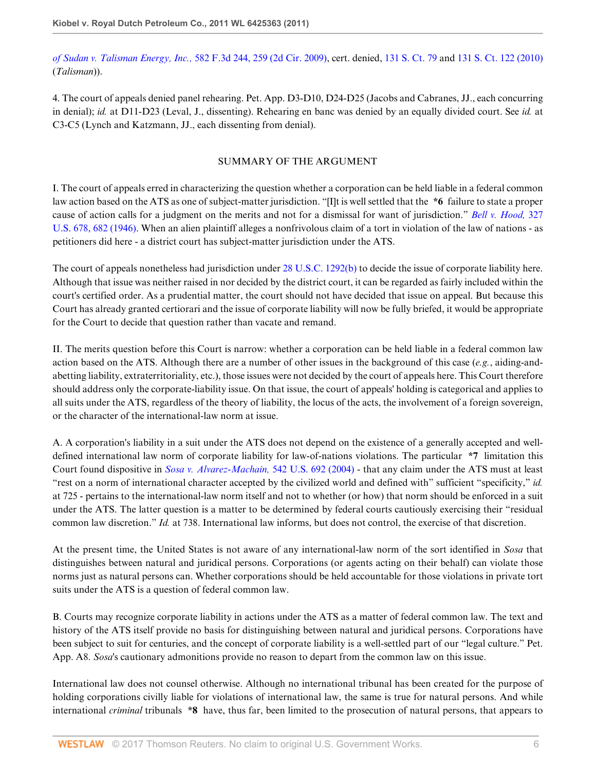*of Sudan v. Talisman Energy, Inc.,* 582 F.3d 244, 259 (2d Cir. 2009), cert. denied, 131 S. Ct. 79 and 131 S. Ct. 122 (2010) (*Talisman*)).

4. The court of appeals denied panel rehearing. Pet. App. D3-D10, D24-D25 (Jacobs and Cabranes, JJ., each concurring in denial); *id.* at D11-D23 (Leval, J., dissenting). Rehearing en banc was denied by an equally divided court. See *id.* at C3-C5 (Lynch and Katzmann, JJ., each dissenting from denial).

## SUMMARY OF THE ARGUMENT

I. The court of appeals erred in characterizing the question whether a corporation can be held liable in a federal common law action based on the ATS as one of subject-matter jurisdiction. "[I]t is well settled that the **\*6** failure to state a proper cause of action calls for a judgment on the merits and not for a dismissal for want of jurisdiction." *Bell v. Hood,* 327 U.S. 678, 682 (1946). When an alien plaintiff alleges a nonfrivolous claim of a tort in violation of the law of nations - as petitioners did here - a district court has subject-matter jurisdiction under the ATS.

The court of appeals nonetheless had jurisdiction under 28 U.S.C. 1292(b) to decide the issue of corporate liability here. Although that issue was neither raised in nor decided by the district court, it can be regarded as fairly included within the court's certified order. As a prudential matter, the court should not have decided that issue on appeal. But because this Court has already granted certiorari and the issue of corporate liability will now be fully briefed, it would be appropriate for the Court to decide that question rather than vacate and remand.

II. The merits question before this Court is narrow: whether a corporation can be held liable in a federal common law action based on the ATS. Although there are a number of other issues in the background of this case (*e.g.*, aiding-and-abetting liability, extraterritoriality, etc.), those issues were not decided by the court of appeals here. This Court therefore should address only the corporate-liability issue. On that issue, the court of appeals' holding is categorical and applies to all suits under the ATS, regardless of the theory of liability, the locus of the acts, the involvement of a foreign sovereign, or the character of the international-law norm at issue.

A. A corporation's liability in a suit under the ATS does not depend on the existence of a generally accepted and well-defined international law norm of corporate liability for law-of-nations violations. The particular **\*7** limitation this Court found dispositive in *Sosa v. Alvarez-Machain,* 542 U.S. 692 (2004) - that any claim under the ATS must at least "rest on a norm of international character accepted by the civilized world and defined with" sufficient "specificity," *id.* at 725 - pertains to the international-law norm itself and not to whether (or how) that norm should be enforced in a suit under the ATS. The latter question is a matter to be determined by federal courts cautiously exercising their "residual common law discretion." *Id.* at 738. International law informs, but does not control, the exercise of that discretion.

At the present time, the United States is not aware of any international-law norm of the sort identified in *Sosa* that distinguishes between natural and juridical persons. Corporations (or agents acting on their behalf) can violate those norms just as natural persons can. Whether corporations should be held accountable for those violations in private tort suits under the ATS is a question of federal common law.

B. Courts may recognize corporate liability in actions under the ATS as a matter of federal common law. The text and history of the ATS itself provide no basis for distinguishing between natural and juridical persons. Corporations have been subject to suit for centuries, and the concept of corporate liability is a well-settled part of our "legal culture." Pet. App. A8. *Sosa*'s cautionary admonitions provide no reason to depart from the common law on this issue.

International law does not counsel otherwise. Although no international tribunal has been created for the purpose of holding corporations civilly liable for violations of international law, the same is true for natural persons. And while international *criminal* tribunals **\*8** have, thus far, been limited to the prosecution of natural persons, that appears to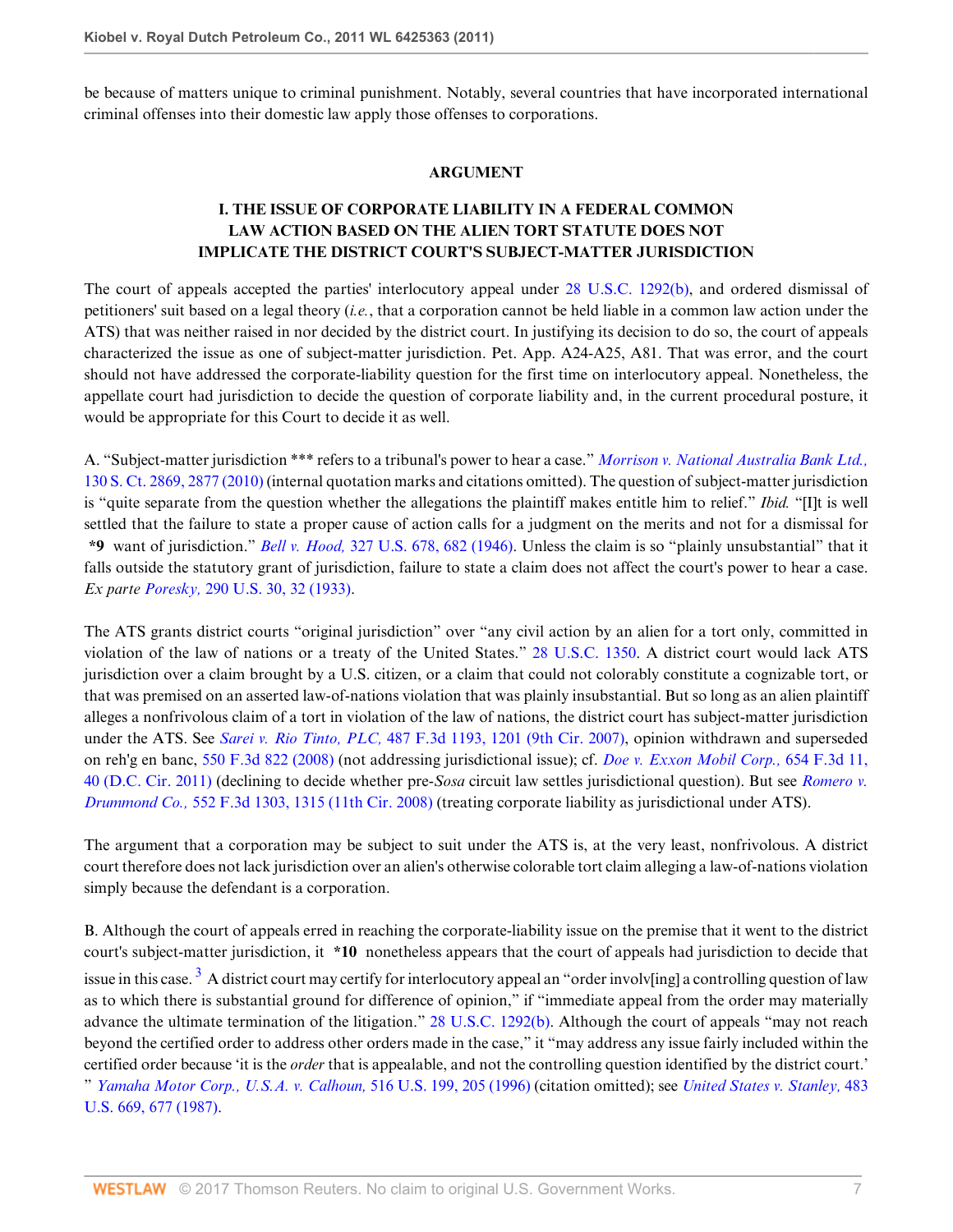be because of matters unique to criminal punishment. Notably, several countries that have incorporated international criminal offenses into their domestic law apply those offenses to corporations.

## ARGUMENT

### I. THE ISSUE OF CORPORATE LIABILITY IN A FEDERAL COMMON LAW ACTION BASED ON THE ALIEN TORT STATUTE DOES NOT IMPLICATE THE DISTRICT COURT'S SUBJECT-MATTER JURISDICTION

The court of appeals accepted the parties' interlocutory appeal under 28 U.S.C. 1292(b), and ordered dismissal of petitioners' suit based on a legal theory (*i.e.*, that a corporation cannot be held liable in a common law action under the ATS) that was neither raised in nor decided by the district court. In justifying its decision to do so, the court of appeals characterized the issue as one of subject-matter jurisdiction. Pet. App. A24-A25, A81. That was error, and the court should not have addressed the corporate-liability question for the first time on interlocutory appeal. Nonetheless, the appellate court had jurisdiction to decide the question of corporate liability and, in the current procedural posture, it would be appropriate for this Court to decide it as well.

A. "Subject-matter jurisdiction *** refers to a tribunal's power to hear a case." *Morrison v. National Australia Bank Ltd.,* 130 S. Ct. 2869, 2877 (2010) (internal quotation marks and citations omitted). The question of subject-matter jurisdiction is "quite separate from the question whether the allegations the plaintiff makes entitle him to relief." *Ibid.* "[I]t is well settled that the failure to state a proper cause of action calls for a judgment on the merits and not for a dismissal for **\*9** want of jurisdiction." *Bell v. Hood,* 327 U.S. 678, 682 (1946). Unless the claim is so "plainly unsubstantial" that it falls outside the statutory grant of jurisdiction, failure to state a claim does not affect the court's power to hear a case. *Ex parte Poresky,* 290 U.S. 30, 32 (1933).

The ATS grants district courts "original jurisdiction" over "any civil action by an alien for a tort only, committed in violation of the law of nations or a treaty of the United States." 28 U.S.C. 1350. A district court would lack ATS jurisdiction over a claim brought by a U.S. citizen, or a claim that could not colorably constitute a cognizable tort, or that was premised on an asserted law-of-nations violation that was plainly insubstantial. But so long as an alien plaintiff alleges a nonfrivolous claim of a tort in violation of the law of nations, the district court has subject-matter jurisdiction under the ATS. See *Sarei v. Rio Tinto, PLC,* 487 F.3d 1193, 1201 (9th Cir. 2007), opinion withdrawn and superseded on reh'g en banc, 550 F.3d 822 (2008) (not addressing jurisdictional issue); cf. *Doe v. Exxon Mobil Corp.,* 654 F.3d 11, 40 (D.C. Cir. 2011) (declining to decide whether pre-*Sosa* circuit law settles jurisdictional question). But see *Romero v. Drummond Co.,* 552 F.3d 1303, 1315 (11th Cir. 2008) (treating corporate liability as jurisdictional under ATS).

The argument that a corporation may be subject to suit under the ATS is, at the very least, nonfrivolous. A district court therefore does not lack jurisdiction over an alien's otherwise colorable tort claim alleging a law-of-nations violation simply because the defendant is a corporation.

B. Although the court of appeals erred in reaching the corporate-liability issue on the premise that it went to the district court's subject-matter jurisdiction, it **\*10** nonetheless appears that the court of appeals had jurisdiction to decide that issue in this case.[3] A district court may certify for interlocutory appeal an "order involv[ing] a controlling question of law as to which there is substantial ground for difference of opinion," if "immediate appeal from the order may materially advance the ultimate termination of the litigation." 28 U.S.C. 1292(b). Although the court of appeals "may not reach beyond the certified order to address other orders made in the case," it "may address any issue fairly included within the certified order because 'it is the *order* that is appealable, and not the controlling question identified by the district court.' " *Yamaha Motor Corp., U.S.A. v. Calhoun,* 516 U.S. 199, 205 (1996) (citation omitted); see *United States v. Stanley,* 483 U.S. 669, 677 (1987).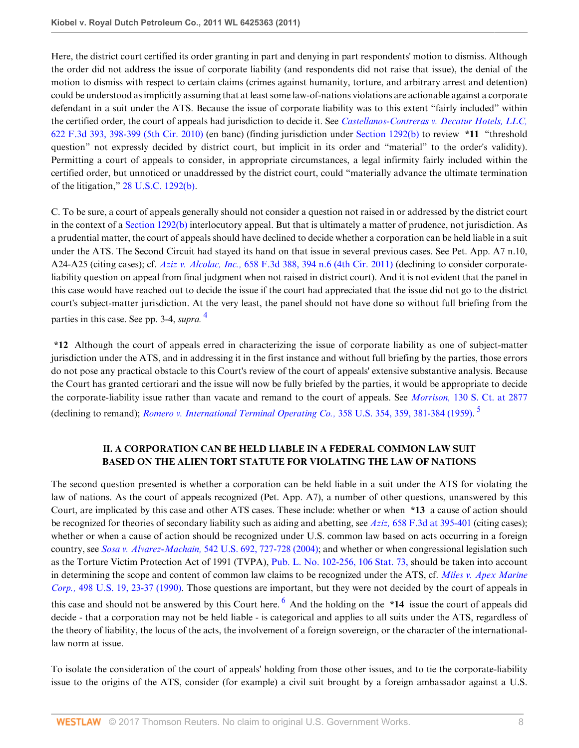Here, the district court certified its order granting in part and denying in part respondents' motion to dismiss. Although the order did not address the issue of corporate liability (and respondents did not raise that issue), the denial of the motion to dismiss with respect to certain claims (crimes against humanity, torture, and arbitrary arrest and detention) could be understood as implicitly assuming that at least some law-of-nations violations are actionable against a corporate defendant in a suit under the ATS. Because the issue of corporate liability was to this extent "fairly included" within the certified order, the court of appeals had jurisdiction to decide it. See *Castellanos-Contreras v. Decatur Hotels, LLC,* 622 F.3d 393, 398-399 (5th Cir. 2010) (en banc) (finding jurisdiction under Section 1292(b) to review **\*11** "threshold question" not expressly decided by district court, but implicit in its order and "material" to the order's validity). Permitting a court of appeals to consider, in appropriate circumstances, a legal infirmity fairly included within the certified order, but unnoticed or unaddressed by the district court, could "materially advance the ultimate termination of the litigation," 28 U.S.C. 1292(b).

C. To be sure, a court of appeals generally should not consider a question not raised in or addressed by the district court in the context of a Section 1292(b) interlocutory appeal. But that is ultimately a matter of prudence, not jurisdiction. As a prudential matter, the court of appeals should have declined to decide whether a corporation can be held liable in a suit under the ATS. The Second Circuit had stayed its hand on that issue in several previous cases. See Pet. App. A7 n.10, A24-A25 (citing cases); cf. *Aziz v. Alcolac, Inc.,* 658 F.3d 388, 394 n.6 (4th Cir. 2011) (declining to consider corporate-liability question on appeal from final judgment when not raised in district court). And it is not evident that the panel in this case would have reached out to decide the issue if the court had appreciated that the issue did not go to the district court's subject-matter jurisdiction. At the very least, the panel should not have done so without full briefing from the parties in this case. See pp. 3-4, *supra.* [4]

**\*12** Although the court of appeals erred in characterizing the issue of corporate liability as one of subject-matter jurisdiction under the ATS, and in addressing it in the first instance and without full briefing by the parties, those errors do not pose any practical obstacle to this Court's review of the court of appeals' extensive substantive analysis. Because the Court has granted certiorari and the issue will now be fully briefed by the parties, it would be appropriate to decide the corporate-liability issue rather than vacate and remand to the court of appeals. See *Morrison,* 130 S. Ct. at 2877 (declining to remand); *Romero v. International Terminal Operating Co.,* 358 U.S. 354, 359, 381-384 (1959). [5]

## II. A CORPORATION CAN BE HELD LIABLE IN A FEDERAL COMMON LAW SUIT BASED ON THE ALIEN TORT STATUTE FOR VIOLATING THE LAW OF NATIONS

The second question presented is whether a corporation can be held liable in a suit under the ATS for violating the law of nations. As the court of appeals recognized (Pet. App. A7), a number of other questions, unanswered by this Court, are implicated by this case and other ATS cases. These include: whether or when **\*13** a cause of action should be recognized for theories of secondary liability such as aiding and abetting, see *Aziz,* 658 F.3d at 395-401 (citing cases); whether or when a cause of action should be recognized under U.S. common law based on acts occurring in a foreign country, see *Sosa v. Alvarez-Machain,* 542 U.S. 692, 727-728 (2004); and whether or when congressional legislation such as the Torture Victim Protection Act of 1991 (TVPA), Pub. L. No. 102-256, 106 Stat. 73, should be taken into account in determining the scope and content of common law claims to be recognized under the ATS, cf. *Miles v. Apex Marine Corp.,* 498 U.S. 19, 23-37 (1990). Those questions are important, but they were not decided by the court of appeals in this case and should not be answered by this Court here. [6] And the holding on the **\*14** issue the court of appeals did decide - that a corporation may not be held liable - is categorical and applies to all suits under the ATS, regardless of the theory of liability, the locus of the acts, the involvement of a foreign sovereign, or the character of the international-law norm at issue.

To isolate the consideration of the court of appeals' holding from those other issues, and to tie the corporate-liability issue to the origins of the ATS, consider (for example) a civil suit brought by a foreign ambassador against a U.S.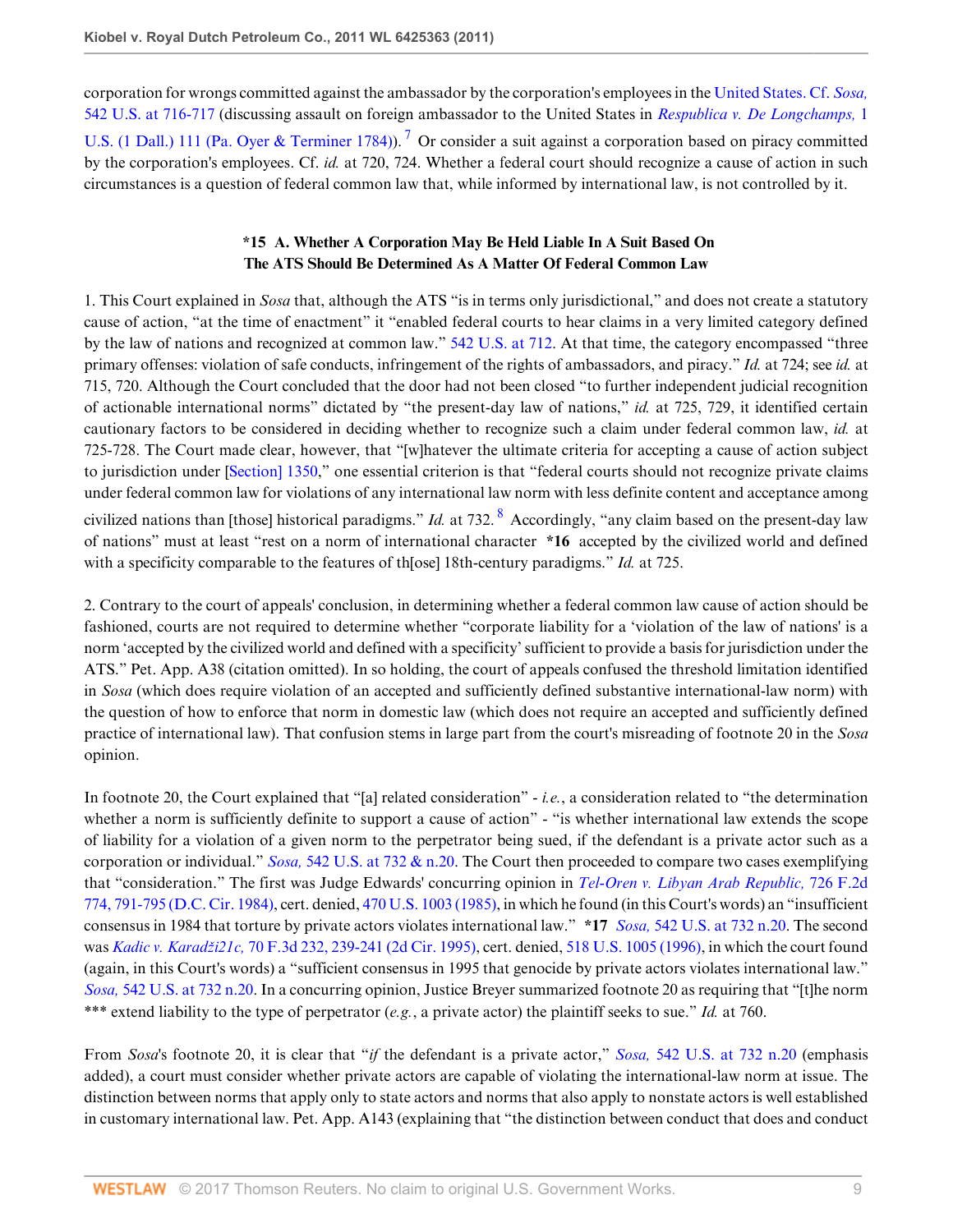corporation for wrongs committed against the ambassador by the corporation's employees in the United States. Cf. *Sosa,* 542 U.S. at 716-717 (discussing assault on foreign ambassador to the United States in *Respublica v. De Longchamps,* 1 U.S. (1 Dall.) 111 (Pa. Oyer & Terminer 1784)).[7] Or consider a suit against a corporation based on piracy committed by the corporation's employees. Cf. *id.* at 720, 724. Whether a federal court should recognize a cause of action in such circumstances is a question of federal common law that, while informed by international law, is not controlled by it.

### \*15 A. Whether A Corporation May Be Held Liable In A Suit Based On The ATS Should Be Determined As A Matter Of Federal Common Law

1. This Court explained in *Sosa* that, although the ATS "is in terms only jurisdictional," and does not create a statutory cause of action, "at the time of enactment" it "enabled federal courts to hear claims in a very limited category defined by the law of nations and recognized at common law." 542 U.S. at 712. At that time, the category encompassed "three primary offenses: violation of safe conducts, infringement of the rights of ambassadors, and piracy." *Id.* at 724; see *id.* at 715, 720. Although the Court concluded that the door had not been closed "to further independent judicial recognition of actionable international norms" dictated by "the present-day law of nations," *id.* at 725, 729, it identified certain cautionary factors to be considered in deciding whether to recognize such a claim under federal common law, *id.* at 725-728. The Court made clear, however, that "[w]hatever the ultimate criteria for accepting a cause of action subject to jurisdiction under [Section] 1350," one essential criterion is that "federal courts should not recognize private claims under federal common law for violations of any international law norm with less definite content and acceptance among civilized nations than [those] historical paradigms." *Id.* at 732.[8] Accordingly, "any claim based on the present-day law of nations" must at least "rest on a norm of international character \*16 accepted by the civilized world and defined with a specificity comparable to the features of th[ose] 18th-century paradigms." *Id.* at 725.

2. Contrary to the court of appeals' conclusion, in determining whether a federal common law cause of action should be fashioned, courts are not required to determine whether "corporate liability for a 'violation of the law of nations' is a norm 'accepted by the civilized world and defined with a specificity' sufficient to provide a basis for jurisdiction under the ATS." Pet. App. A38 (citation omitted). In so holding, the court of appeals confused the threshold limitation identified in *Sosa* (which does require violation of an accepted and sufficiently defined substantive international-law norm) with the question of how to enforce that norm in domestic law (which does not require an accepted and sufficiently defined practice of international law). That confusion stems in large part from the court's misreading of footnote 20 in the *Sosa* opinion.

In footnote 20, the Court explained that "[a] related consideration" - *i.e.*, a consideration related to "the determination whether a norm is sufficiently definite to support a cause of action" - "is whether international law extends the scope of liability for a violation of a given norm to the perpetrator being sued, if the defendant is a private actor such as a corporation or individual." *Sosa,* 542 U.S. at 732 & n.20. The Court then proceeded to compare two cases exemplifying that "consideration." The first was Judge Edwards' concurring opinion in *Tel-Oren v. Libyan Arab Republic,* 726 F.2d 774, 791-795 (D.C. Cir. 1984), cert. denied, 470 U.S. 1003 (1985), in which he found (in this Court's words) an "insufficient consensus in 1984 that torture by private actors violates international law." \*17 *Sosa,* 542 U.S. at 732 n.20. The second was *Kadic v. Karadži21c,* 70 F.3d 232, 239-241 (2d Cir. 1995), cert. denied, 518 U.S. 1005 (1996), in which the court found (again, in this Court's words) a "sufficient consensus in 1995 that genocide by private actors violates international law." *Sosa,* 542 U.S. at 732 n.20. In a concurring opinion, Justice Breyer summarized footnote 20 as requiring that "[t]he norm \*\*\* extend liability to the type of perpetrator (*e.g.*, a private actor) the plaintiff seeks to sue." *Id.* at 760.

From *Sosa*'s footnote 20, it is clear that "*if* the defendant is a private actor," *Sosa,* 542 U.S. at 732 n.20 (emphasis added), a court must consider whether private actors are capable of violating the international-law norm at issue. The distinction between norms that apply only to state actors and norms that also apply to nonstate actors is well established in customary international law. Pet. App. A143 (explaining that "the distinction between conduct that does and conduct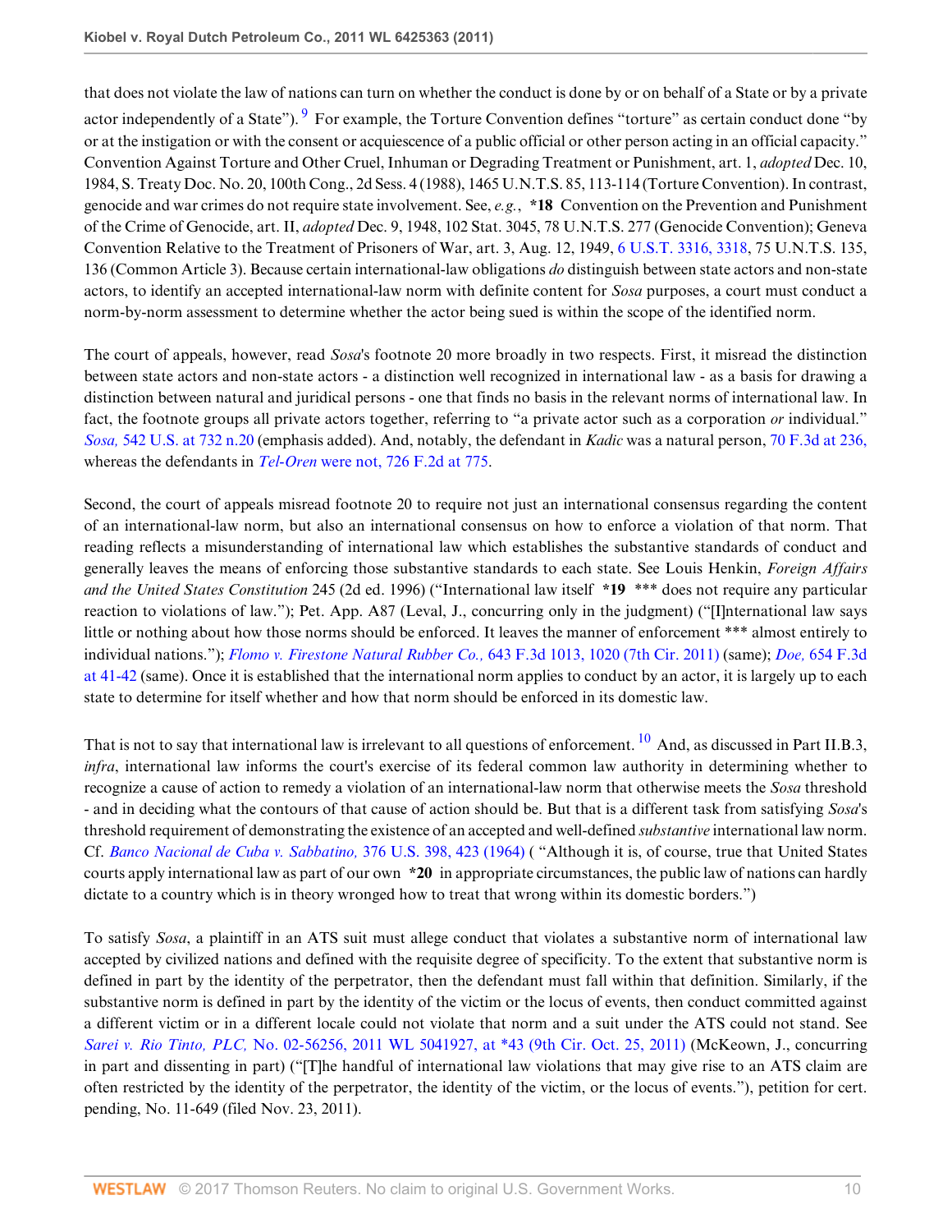that does not violate the law of nations can turn on whether the conduct is done by or on behalf of a State or by a private actor independently of a State").[9] For example, the Torture Convention defines "torture" as certain conduct done "by or at the instigation or with the consent or acquiescence of a public official or other person acting in an official capacity." Convention Against Torture and Other Cruel, Inhuman or Degrading Treatment or Punishment, art. 1, *adopted* Dec. 10, 1984, S. Treaty Doc. No. 20, 100th Cong., 2d Sess. 4 (1988), 1465 U.N.T.S. 85, 113-114 (Torture Convention). In contrast, genocide and war crimes do not require state involvement. See, *e.g.*, **\*18** Convention on the Prevention and Punishment of the Crime of Genocide, art. II, *adopted* Dec. 9, 1948, 102 Stat. 3045, 78 U.N.T.S. 277 (Genocide Convention); Geneva Convention Relative to the Treatment of Prisoners of War, art. 3, Aug. 12, 1949, 6 U.S.T. 3316, 3318, 75 U.N.T.S. 135, 136 (Common Article 3). Because certain international-law obligations *do* distinguish between state actors and non-state actors, to identify an accepted international-law norm with definite content for *Sosa* purposes, a court must conduct a norm-by-norm assessment to determine whether the actor being sued is within the scope of the identified norm.

The court of appeals, however, read *Sosa*'s footnote 20 more broadly in two respects. First, it misread the distinction between state actors and non-state actors - a distinction well recognized in international law - as a basis for drawing a distinction between natural and juridical persons - one that finds no basis in the relevant norms of international law. In fact, the footnote groups all private actors together, referring to "a private actor such as a corporation *or* individual." *Sosa,* 542 U.S. at 732 n.20 (emphasis added). And, notably, the defendant in *Kadic* was a natural person, 70 F.3d at 236, whereas the defendants in *Tel-Oren* were not, 726 F.2d at 775.

Second, the court of appeals misread footnote 20 to require not just an international consensus regarding the content of an international-law norm, but also an international consensus on how to enforce a violation of that norm. That reading reflects a misunderstanding of international law which establishes the substantive standards of conduct and generally leaves the means of enforcing those substantive standards to each state. See Louis Henkin, *Foreign Affairs and the United States Constitution* 245 (2d ed. 1996) ("International law itself **\*19** \*\*\* does not require any particular reaction to violations of law."); Pet. App. A87 (Leval, J., concurring only in the judgment) ("[I]nternational law says little or nothing about how those norms should be enforced. It leaves the manner of enforcement \*\*\* almost entirely to individual nations."); *Flomo v. Firestone Natural Rubber Co.,* 643 F.3d 1013, 1020 (7th Cir. 2011) (same); *Doe,* 654 F.3d at 41-42 (same). Once it is established that the international norm applies to conduct by an actor, it is largely up to each state to determine for itself whether and how that norm should be enforced in its domestic law.

That is not to say that international law is irrelevant to all questions of enforcement.[10] And, as discussed in Part II.B.3, *infra*, international law informs the court's exercise of its federal common law authority in determining whether to recognize a cause of action to remedy a violation of an international-law norm that otherwise meets the *Sosa* threshold - and in deciding what the contours of that cause of action should be. But that is a different task from satisfying *Sosa*'s threshold requirement of demonstrating the existence of an accepted and well-defined *substantive* international law norm. Cf. *Banco Nacional de Cuba v. Sabbatino,* 376 U.S. 398, 423 (1964) ( "Although it is, of course, true that United States courts apply international law as part of our own **\*20** in appropriate circumstances, the public law of nations can hardly dictate to a country which is in theory wronged how to treat that wrong within its domestic borders.")

To satisfy *Sosa*, a plaintiff in an ATS suit must allege conduct that violates a substantive norm of international law accepted by civilized nations and defined with the requisite degree of specificity. To the extent that substantive norm is defined in part by the identity of the perpetrator, then the defendant must fall within that definition. Similarly, if the substantive norm is defined in part by the identity of the victim or the locus of events, then conduct committed against a different victim or in a different locale could not violate that norm and a suit under the ATS could not stand. See *Sarei v. Rio Tinto, PLC,* No. 02-56256, 2011 WL 5041927, at \*43 (9th Cir. Oct. 25, 2011) (McKeown, J., concurring in part and dissenting in part) ("[T]he handful of international law violations that may give rise to an ATS claim are often restricted by the identity of the perpetrator, the identity of the victim, or the locus of events."), petition for cert. pending, No. 11-649 (filed Nov. 23, 2011).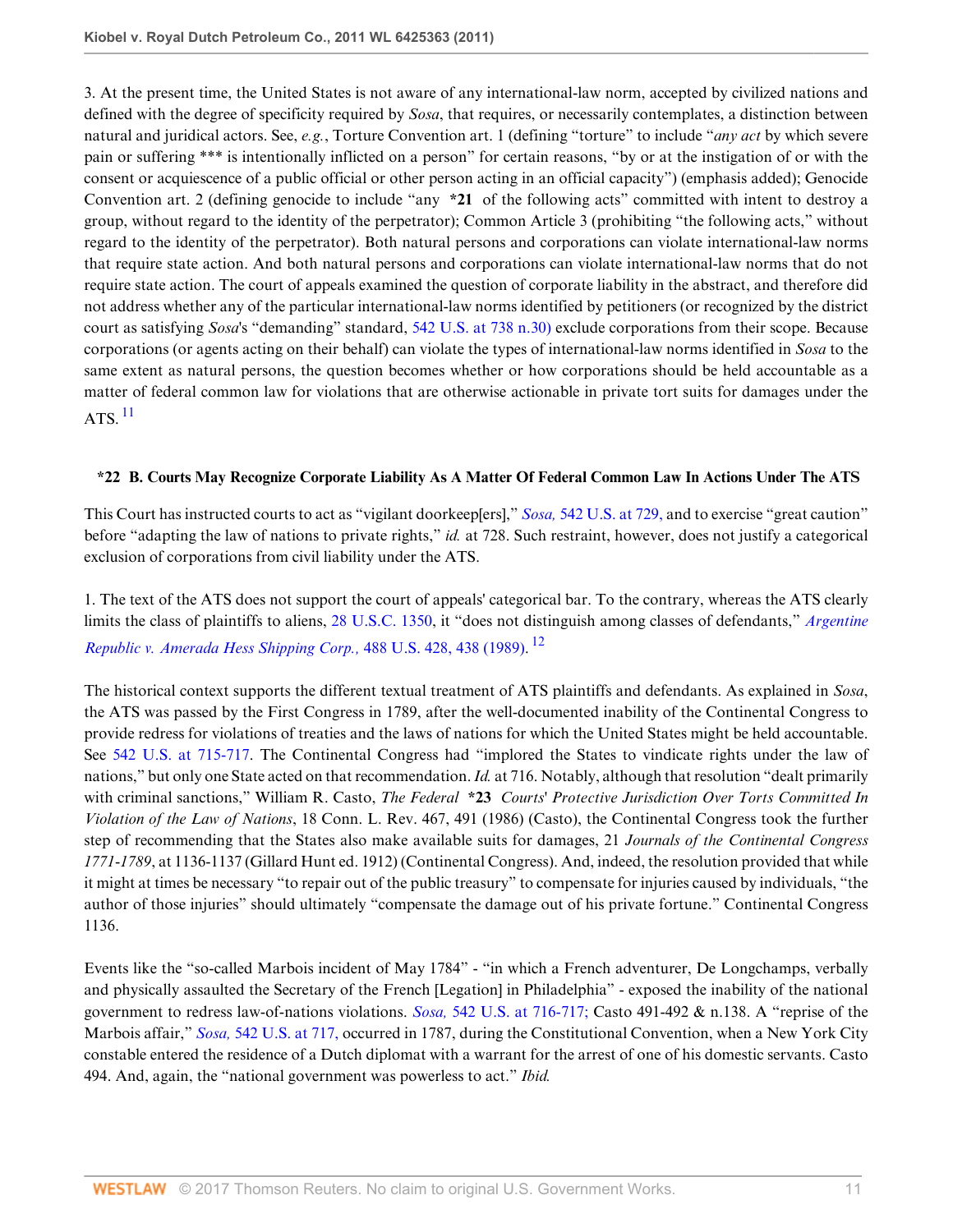3. At the present time, the United States is not aware of any international-law norm, accepted by civilized nations and defined with the degree of specificity required by *Sosa*, that requires, or necessarily contemplates, a distinction between natural and juridical actors. See, *e.g.*, Torture Convention art. 1 (defining "torture" to include "*any act* by which severe pain or suffering *** is intentionally inflicted on a person" for certain reasons, "by or at the instigation of or with the consent or acquiescence of a public official or other person acting in an official capacity") (emphasis added); Genocide Convention art. 2 (defining genocide to include "any **\*21** of the following acts" committed with intent to destroy a group, without regard to the identity of the perpetrator); Common Article 3 (prohibiting "the following acts," without regard to the identity of the perpetrator). Both natural persons and corporations can violate international-law norms that require state action. And both natural persons and corporations can violate international-law norms that do not require state action. The court of appeals examined the question of corporate liability in the abstract, and therefore did not address whether any of the particular international-law norms identified by petitioners (or recognized by the district court as satisfying *Sosa*'s "demanding" standard, 542 U.S. at 738 n.30) exclude corporations from their scope. Because corporations (or agents acting on their behalf) can violate the types of international-law norms identified in *Sosa* to the same extent as natural persons, the question becomes whether or how corporations should be held accountable as a matter of federal common law for violations that are otherwise actionable in private tort suits for damages under the ATS.[11]

### *22 B. Courts May Recognize Corporate Liability As A Matter Of Federal Common Law In Actions Under The ATS

This Court has instructed courts to act as "vigilant doorkeep[ers]," *Sosa,* 542 U.S. at 729, and to exercise "great caution" before "adapting the law of nations to private rights," *id.* at 728. Such restraint, however, does not justify a categorical exclusion of corporations from civil liability under the ATS.

1. The text of the ATS does not support the court of appeals' categorical bar. To the contrary, whereas the ATS clearly limits the class of plaintiffs to aliens, 28 U.S.C. 1350, it "does not distinguish among classes of defendants," *Argentine Republic v. Amerada Hess Shipping Corp.,* 488 U.S. 428, 438 (1989).[12]

The historical context supports the different textual treatment of ATS plaintiffs and defendants. As explained in *Sosa*, the ATS was passed by the First Congress in 1789, after the well-documented inability of the Continental Congress to provide redress for violations of treaties and the laws of nations for which the United States might be held accountable. See 542 U.S. at 715-717. The Continental Congress had "implored the States to vindicate rights under the law of nations," but only one State acted on that recommendation. *Id.* at 716. Notably, although that resolution "dealt primarily with criminal sanctions," William R. Casto, *The Federal* **\*23** *Courts' Protective Jurisdiction Over Torts Committed In Violation of the Law of Nations*, 18 Conn. L. Rev. 467, 491 (1986) (Casto), the Continental Congress took the further step of recommending that the States also make available suits for damages, 21 *Journals of the Continental Congress 1771-1789*, at 1136-1137 (Gillard Hunt ed. 1912) (Continental Congress). And, indeed, the resolution provided that while it might at times be necessary "to repair out of the public treasury" to compensate for injuries caused by individuals, "the author of those injuries" should ultimately "compensate the damage out of his private fortune." Continental Congress 1136.

Events like the "so-called Marbois incident of May 1784" - "in which a French adventurer, De Longchamps, verbally and physically assaulted the Secretary of the French [Legation] in Philadelphia" - exposed the inability of the national government to redress law-of-nations violations. *Sosa,* 542 U.S. at 716-717; Casto 491-492 & n.138. A "reprise of the Marbois affair," *Sosa,* 542 U.S. at 717, occurred in 1787, during the Constitutional Convention, when a New York City constable entered the residence of a Dutch diplomat with a warrant for the arrest of one of his domestic servants. Casto 494. And, again, the "national government was powerless to act." *Ibid.*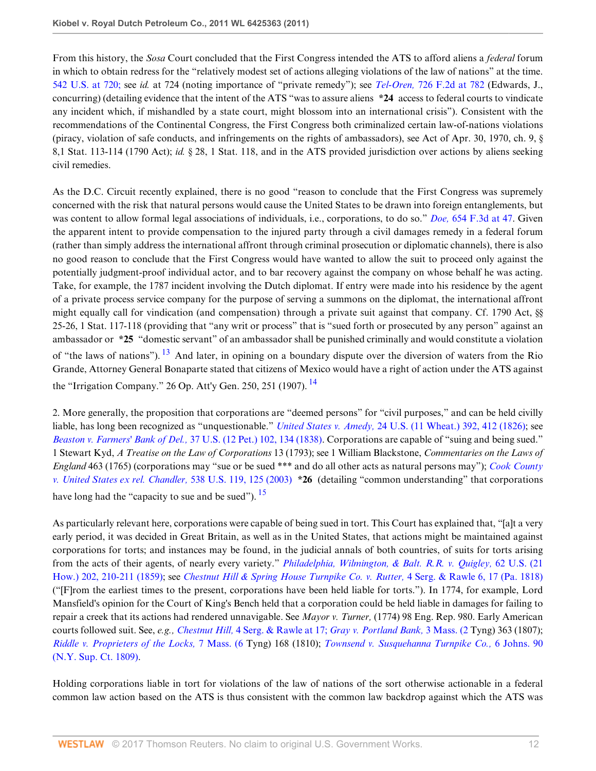From this history, the *Sosa* Court concluded that the First Congress intended the ATS to afford aliens a *federal* forum in which to obtain redress for the "relatively modest set of actions alleging violations of the law of nations" at the time. 542 U.S. at 720; see *id.* at 724 (noting importance of "private remedy"); see *Tel-Oren,* 726 F.2d at 782 (Edwards, J., concurring) (detailing evidence that the intent of the ATS "was to assure aliens **\*24** access to federal courts to vindicate any incident which, if mishandled by a state court, might blossom into an international crisis"). Consistent with the recommendations of the Continental Congress, the First Congress both criminalized certain law-of-nations violations (piracy, violation of safe conducts, and infringements on the rights of ambassadors), see Act of Apr. 30, 1970, ch. 9, § 8,1 Stat. 113-114 (1790 Act); *id.* § 28, 1 Stat. 118, and in the ATS provided jurisdiction over actions by aliens seeking civil remedies.

As the D.C. Circuit recently explained, there is no good "reason to conclude that the First Congress was supremely concerned with the risk that natural persons would cause the United States to be drawn into foreign entanglements, but was content to allow formal legal associations of individuals, i.e., corporations, to do so." *Doe,* 654 F.3d at 47. Given the apparent intent to provide compensation to the injured party through a civil damages remedy in a federal forum (rather than simply address the international affront through criminal prosecution or diplomatic channels), there is also no good reason to conclude that the First Congress would have wanted to allow the suit to proceed only against the potentially judgment-proof individual actor, and to bar recovery against the company on whose behalf he was acting. Take, for example, the 1787 incident involving the Dutch diplomat. If entry were made into his residence by the agent of a private process service company for the purpose of serving a summons on the diplomat, the international affront might equally call for vindication (and compensation) through a private suit against that company. Cf. 1790 Act, §§ 25-26, 1 Stat. 117-118 (providing that "any writ or process" that is "sued forth or prosecuted by any person" against an ambassador or **\*25** "domestic servant" of an ambassador shall be punished criminally and would constitute a violation of "the laws of nations").[13] And later, in opining on a boundary dispute over the diversion of waters from the Rio Grande, Attorney General Bonaparte stated that citizens of Mexico would have a right of action under the ATS against the "Irrigation Company." 26 Op. Att'y Gen. 250, 251 (1907).[14]

2. More generally, the proposition that corporations are "deemed persons" for "civil purposes," and can be held civilly liable, has long been recognized as "unquestionable." *United States v. Amedy,* 24 U.S. (11 Wheat.) 392, 412 (1826); see *Beaston v. Farmers' Bank of Del.,* 37 U.S. (12 Pet.) 102, 134 (1838). Corporations are capable of "suing and being sued." 1 Stewart Kyd, *A Treatise on the Law of Corporations* 13 (1793); see 1 William Blackstone, *Commentaries on the Laws of England* 463 (1765) (corporations may "sue or be sued \*\*\* and do all other acts as natural persons may"); *Cook County v. United States ex rel. Chandler,* 538 U.S. 119, 125 (2003) **\*26** (detailing "common understanding" that corporations have long had the "capacity to sue and be sued").[15]

As particularly relevant here, corporations were capable of being sued in tort. This Court has explained that, "[a]t a very early period, it was decided in Great Britain, as well as in the United States, that actions might be maintained against corporations for torts; and instances may be found, in the judicial annals of both countries, of suits for torts arising from the acts of their agents, of nearly every variety." *Philadelphia, Wilmington, & Balt. R.R. v. Quigley,* 62 U.S. (21 How.) 202, 210-211 (1859); see *Chestnut Hill & Spring House Turnpike Co. v. Rutter,* 4 Serg. & Rawle 6, 17 (Pa. 1818) ("[F]rom the earliest times to the present, corporations have been held liable for torts."). In 1774, for example, Lord Mansfield's opinion for the Court of King's Bench held that a corporation could be held liable in damages for failing to repair a creek that its actions had rendered unnavigable. See *Mayor v. Turner,* (1774) 98 Eng. Rep. 980. Early American courts followed suit. See, *e.g., Chestnut Hill,* 4 Serg. & Rawle at 17; *Gray v. Portland Bank,* 3 Mass. (2 Tyng) 363 (1807); *Riddle v. Proprieters of the Locks,* 7 Mass. (6 Tyng) 168 (1810); *Townsend v. Susquehanna Turnpike Co.,* 6 Johns. 90 (N.Y. Sup. Ct. 1809).

Holding corporations liable in tort for violations of the law of nations of the sort otherwise actionable in a federal common law action based on the ATS is thus consistent with the common law backdrop against which the ATS was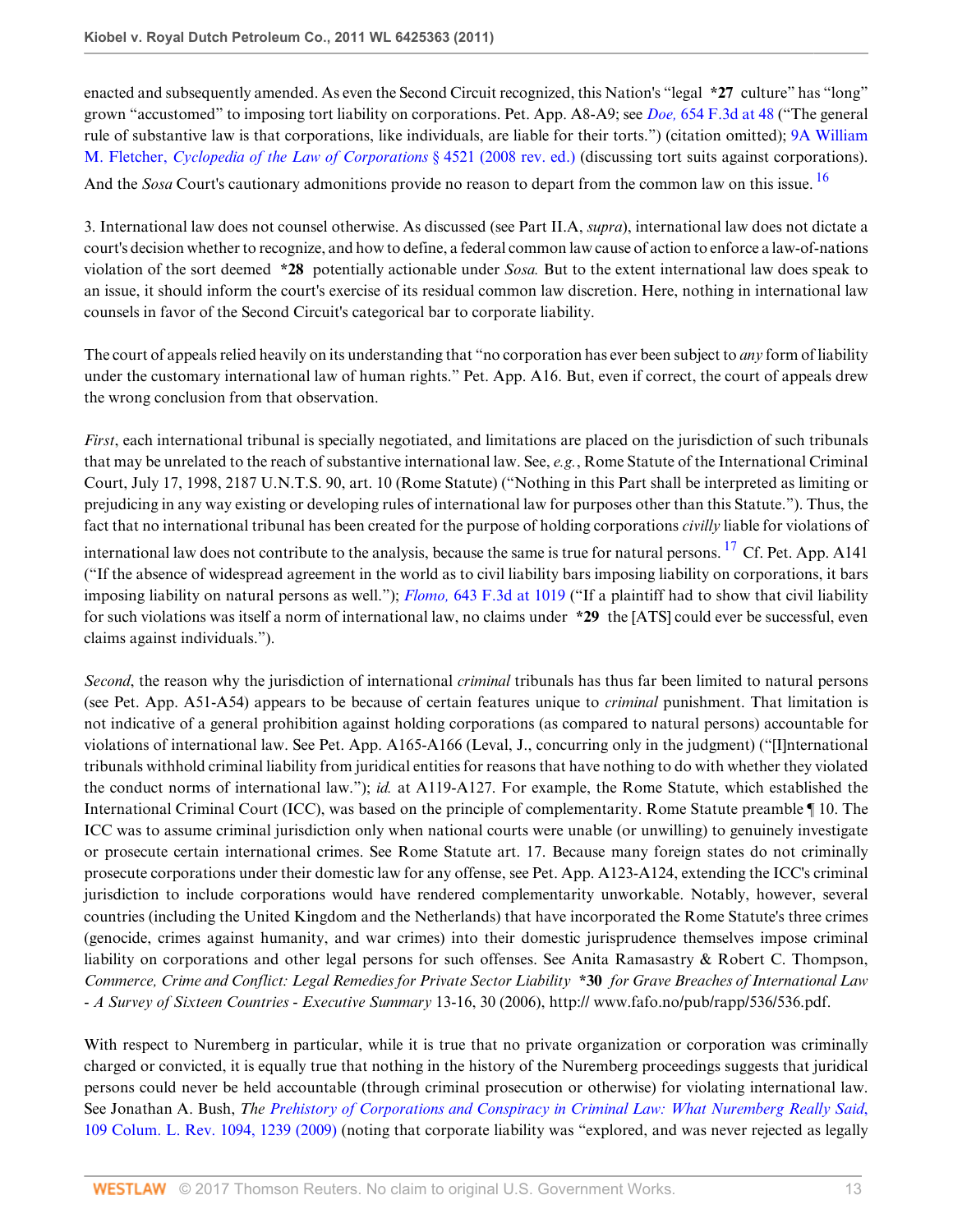enacted and subsequently amended. As even the Second Circuit recognized, this Nation's "legal **\*27** culture" has "long" grown "accustomed" to imposing tort liability on corporations. Pet. App. A8-A9; see *Doe,* 654 F.3d at 48 ("The general rule of substantive law is that corporations, like individuals, are liable for their torts.") (citation omitted); 9A William M. Fletcher, *Cyclopedia of the Law of Corporations* § 4521 (2008 rev. ed.) (discussing tort suits against corporations). And the *Sosa* Court's cautionary admonitions provide no reason to depart from the common law on this issue. [16]

3. International law does not counsel otherwise. As discussed (see Part II.A, *supra*), international law does not dictate a court's decision whether to recognize, and how to define, a federal common law cause of action to enforce a law-of-nations violation of the sort deemed **\*28** potentially actionable under *Sosa.* But to the extent international law does speak to an issue, it should inform the court's exercise of its residual common law discretion. Here, nothing in international law counsels in favor of the Second Circuit's categorical bar to corporate liability.

The court of appeals relied heavily on its understanding that "no corporation has ever been subject to *any* form of liability under the customary international law of human rights." Pet. App. A16. But, even if correct, the court of appeals drew the wrong conclusion from that observation.

*First*, each international tribunal is specially negotiated, and limitations are placed on the jurisdiction of such tribunals that may be unrelated to the reach of substantive international law. See, *e.g.*, Rome Statute of the International Criminal Court, July 17, 1998, 2187 U.N.T.S. 90, art. 10 (Rome Statute) ("Nothing in this Part shall be interpreted as limiting or prejudicing in any way existing or developing rules of international law for purposes other than this Statute."). Thus, the fact that no international tribunal has been created for the purpose of holding corporations *civilly* liable for violations of international law does not contribute to the analysis, because the same is true for natural persons. [17] Cf. Pet. App. A141 ("If the absence of widespread agreement in the world as to civil liability bars imposing liability on corporations, it bars imposing liability on natural persons as well."); *Flomo,* 643 F.3d at 1019 ("If a plaintiff had to show that civil liability for such violations was itself a norm of international law, no claims under **\*29** the [ATS] could ever be successful, even claims against individuals.").

*Second*, the reason why the jurisdiction of international *criminal* tribunals has thus far been limited to natural persons (see Pet. App. A51-A54) appears to be because of certain features unique to *criminal* punishment. That limitation is not indicative of a general prohibition against holding corporations (as compared to natural persons) accountable for violations of international law. See Pet. App. A165-A166 (Leval, J., concurring only in the judgment) ("[I]nternational tribunals withhold criminal liability from juridical entities for reasons that have nothing to do with whether they violated the conduct norms of international law."); *id.* at A119-A127. For example, the Rome Statute, which established the International Criminal Court (ICC), was based on the principle of complementarity. Rome Statute preamble ¶ 10. The ICC was to assume criminal jurisdiction only when national courts were unable (or unwilling) to genuinely investigate or prosecute certain international crimes. See Rome Statute art. 17. Because many foreign states do not criminally prosecute corporations under their domestic law for any offense, see Pet. App. A123-A124, extending the ICC's criminal jurisdiction to include corporations would have rendered complementarity unworkable. Notably, however, several countries (including the United Kingdom and the Netherlands) that have incorporated the Rome Statute's three crimes (genocide, crimes against humanity, and war crimes) into their domestic jurisprudence themselves impose criminal liability on corporations and other legal persons for such offenses. See Anita Ramasastry & Robert C. Thompson, *Commerce, Crime and Conflict: Legal Remedies for Private Sector Liability* **\*30** *for Grave Breaches of International Law - A Survey of Sixteen Countries - Executive Summary* 13-16, 30 (2006), http:// www.fafo.no/pub/rapp/536/536.pdf.

With respect to Nuremberg in particular, while it is true that no private organization or corporation was criminally charged or convicted, it is equally true that nothing in the history of the Nuremberg proceedings suggests that juridical persons could never be held accountable (through criminal prosecution or otherwise) for violating international law. See Jonathan A. Bush, *The Prehistory of Corporations and Conspiracy in Criminal Law: What Nuremberg Really Said,* 109 Colum. L. Rev. 1094, 1239 (2009) (noting that corporate liability was "explored, and was never rejected as legally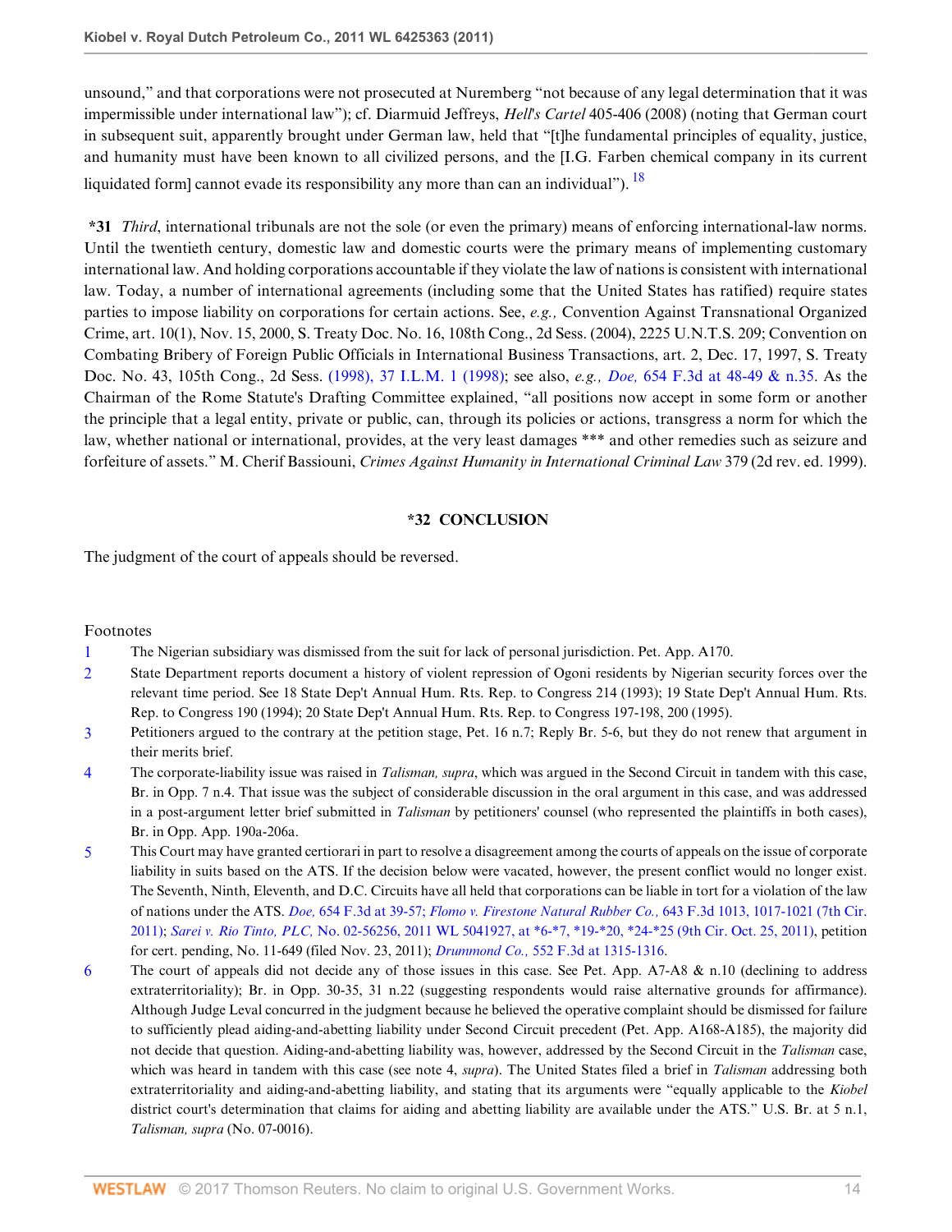unsound," and that corporations were not prosecuted at Nuremberg "not because of any legal determination that it was impermissible under international law"); cf. Diarmuid Jeffreys, *Hell's Cartel* 405-406 (2008) (noting that German court in subsequent suit, apparently brought under German law, held that "[t]he fundamental principles of equality, justice, and humanity must have been known to all civilized persons, and the [I.G. Farben chemical company in its current liquidated form] cannot evade its responsibility any more than can an individual").[18]

**\*31** *Third*, international tribunals are not the sole (or even the primary) means of enforcing international-law norms. Until the twentieth century, domestic law and domestic courts were the primary means of implementing customary international law. And holding corporations accountable if they violate the law of nations is consistent with international law. Today, a number of international agreements (including some that the United States has ratified) require states parties to impose liability on corporations for certain actions. See, *e.g.,* Convention Against Transnational Organized Crime, art. 10(1), Nov. 15, 2000, S. Treaty Doc. No. 16, 108th Cong., 2d Sess. (2004), 2225 U.N.T.S. 209; Convention on Combating Bribery of Foreign Public Officials in International Business Transactions, art. 2, Dec. 17, 1997, S. Treaty Doc. No. 43, 105th Cong., 2d Sess. (1998), 37 I.L.M. 1 (1998); see also, *e.g., Doe,* 654 F.3d at 48-49 & n.35. As the Chairman of the Rome Statute's Drafting Committee explained, "all positions now accept in some form or another the principle that a legal entity, private or public, can, through its policies or actions, transgress a norm for which the law, whether national or international, provides, at the very least damages *** and other remedies such as seizure and forfeiture of assets." M. Cherif Bassiouni, *Crimes Against Humanity in International Criminal Law* 379 (2d rev. ed. 1999).

## *32 CONCLUSION

The judgment of the court of appeals should be reversed.

Footnotes

1. The Nigerian subsidiary was dismissed from the suit for lack of personal jurisdiction. Pet. App. A170.
2. State Department reports document a history of violent repression of Ogoni residents by Nigerian security forces over the relevant time period. See 18 State Dep't Annual Hum. Rts. Rep. to Congress 214 (1993); 19 State Dep't Annual Hum. Rts. Rep. to Congress 190 (1994); 20 State Dep't Annual Hum. Rts. Rep. to Congress 197-198, 200 (1995).
3. Petitioners argued to the contrary at the petition stage, Pet. 16 n.7; Reply Br. 5-6, but they do not renew that argument in their merits brief.
4. The corporate-liability issue was raised in *Talisman, supra*, which was argued in the Second Circuit in tandem with this case, Br. in Opp. 7 n.4. That issue was the subject of considerable discussion in the oral argument in this case, and was addressed in a post-argument letter brief submitted in *Talisman* by petitioners' counsel (who represented the plaintiffs in both cases), Br. in Opp. App. 190a-206a.
5. This Court may have granted certiorari in part to resolve a disagreement among the courts of appeals on the issue of corporate liability in suits based on the ATS. If the decision below were vacated, however, the present conflict would no longer exist. The Seventh, Ninth, Eleventh, and D.C. Circuits have all held that corporations can be liable in tort for a violation of the law of nations under the ATS. *Doe,* 654 F.3d at 39-57; *Flomo v. Firestone Natural Rubber Co.,* 643 F.3d 1013, 1017-1021 (7th Cir. 2011); *Sarei v. Rio Tinto, PLC,* No. 02-56256, 2011 WL 5041927, at *6-*7, *19-*20, *24-*25 (9th Cir. Oct. 25, 2011), petition for cert. pending, No. 11-649 (filed Nov. 23, 2011); *Drummond Co.,* 552 F.3d at 1315-1316.
6. The court of appeals did not decide any of those issues in this case. See Pet. App. A7-A8 & n.10 (declining to address extraterritoriality); Br. in Opp. 30-35, 31 n.22 (suggesting respondents would raise alternative grounds for affirmance). Although Judge Leval concurred in the judgment because he believed the operative complaint should be dismissed for failure to sufficiently plead aiding-and-abetting liability under Second Circuit precedent (Pet. App. A168-A185), the majority did not decide that question. Aiding-and-abetting liability was, however, addressed by the Second Circuit in the *Talisman* case, which was heard in tandem with this case (see note 4, *supra*). The United States filed a brief in *Talisman* addressing both extraterritoriality and aiding-and-abetting liability, and stating that its arguments were "equally applicable to the *Kiobel* district court's determination that claims for aiding and abetting liability are available under the ATS." U.S. Br. at 5 n.1, *Talisman, supra* (No. 07-0016).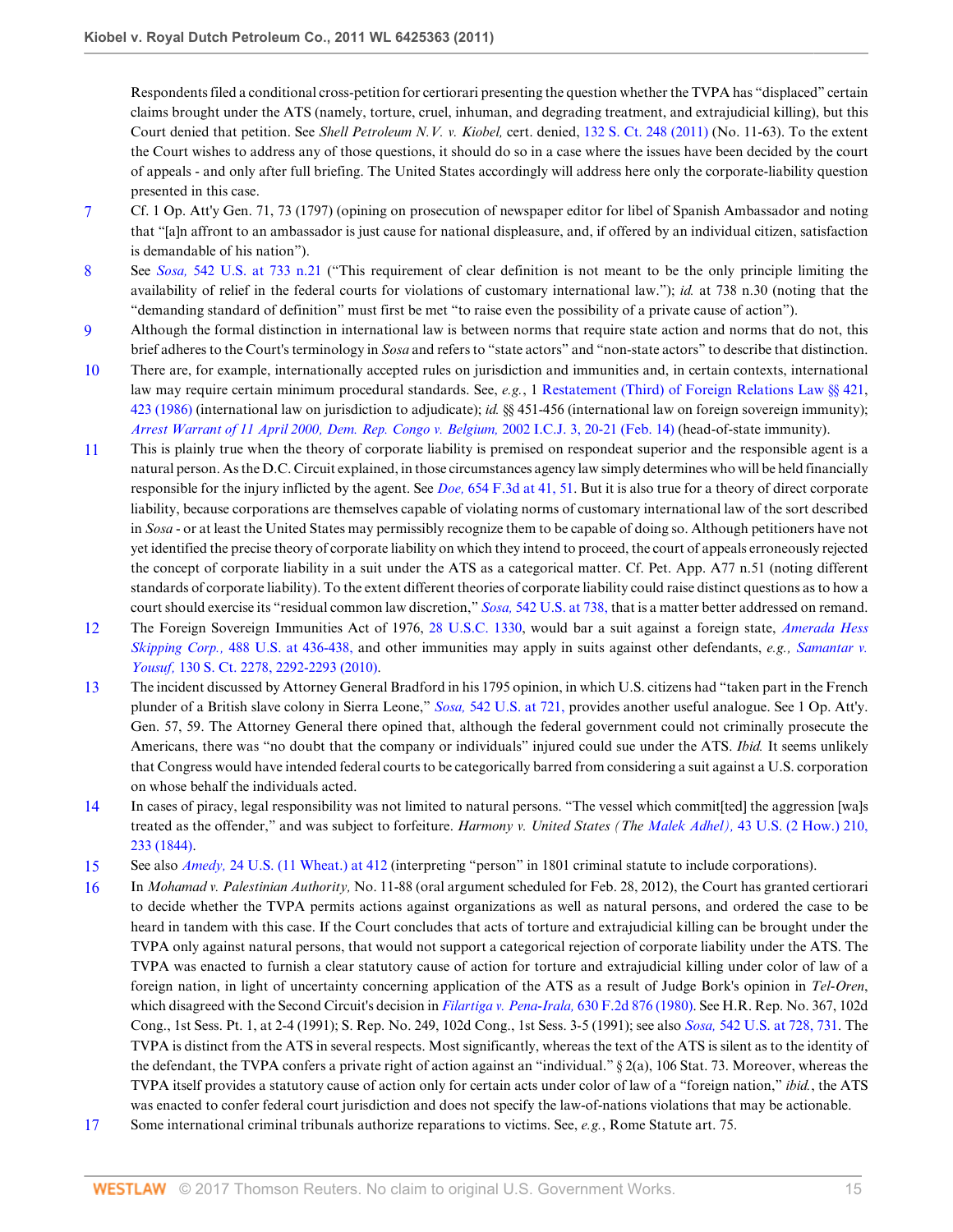Respondents filed a conditional cross-petition for certiorari presenting the question whether the TVPA has "displaced" certain claims brought under the ATS (namely, torture, cruel, inhuman, and degrading treatment, and extrajudicial killing), but this Court denied that petition. See *Shell Petroleum N.V. v. Kiobel,* cert. denied, 132 S. Ct. 248 (2011) (No. 11-63). To the extent the Court wishes to address any of those questions, it should do so in a case where the issues have been decided by the court of appeals - and only after full briefing. The United States accordingly will address here only the corporate-liability question presented in this case.

7 Cf. 1 Op. Att'y Gen. 71, 73 (1797) (opining on prosecution of newspaper editor for libel of Spanish Ambassador and noting that "[a]n affront to an ambassador is just cause for national displeasure, and, if offered by an individual citizen, satisfaction is demandable of his nation").

8 See *Sosa,* 542 U.S. at 733 n.21 ("This requirement of clear definition is not meant to be the only principle limiting the availability of relief in the federal courts for violations of customary international law."); *id.* at 738 n.30 (noting that the "demanding standard of definition" must first be met "to raise even the possibility of a private cause of action").

9 Although the formal distinction in international law is between norms that require state action and norms that do not, this brief adheres to the Court's terminology in *Sosa* and refers to "state actors" and "non-state actors" to describe that distinction.

10 There are, for example, internationally accepted rules on jurisdiction and immunities and, in certain contexts, international law may require certain minimum procedural standards. See, *e.g.*, 1 Restatement (Third) of Foreign Relations Law §§ 421, 423 (1986) (international law on jurisdiction to adjudicate); *id.* §§ 451-456 (international law on foreign sovereign immunity); *Arrest Warrant of 11 April 2000, Dem. Rep. Congo v. Belgium,* 2002 I.C.J. 3, 20-21 (Feb. 14) (head-of-state immunity).

11 This is plainly true when the theory of corporate liability is premised on respondeat superior and the responsible agent is a natural person. As the D.C. Circuit explained, in those circumstances agency law simply determines who will be held financially responsible for the injury inflicted by the agent. See *Doe,* 654 F.3d at 41, 51. But it is also true for a theory of direct corporate liability, because corporations are themselves capable of violating norms of customary international law of the sort described in *Sosa* - or at least the United States may permissibly recognize them to be capable of doing so. Although petitioners have not yet identified the precise theory of corporate liability on which they intend to proceed, the court of appeals erroneously rejected the concept of corporate liability in a suit under the ATS as a categorical matter. Cf. Pet. App. A77 n.51 (noting different standards of corporate liability). To the extent different theories of corporate liability could raise distinct questions as to how a court should exercise its "residual common law discretion," *Sosa,* 542 U.S. at 738, that is a matter better addressed on remand.

12 The Foreign Sovereign Immunities Act of 1976, 28 U.S.C. 1330, would bar a suit against a foreign state, *Amerada Hess Skipping Corp.,* 488 U.S. at 436-438, and other immunities may apply in suits against other defendants, *e.g., Samantar v. Yousuf,* 130 S. Ct. 2278, 2292-2293 (2010).

13 The incident discussed by Attorney General Bradford in his 1795 opinion, in which U.S. citizens had "taken part in the French plunder of a British slave colony in Sierra Leone," *Sosa,* 542 U.S. at 721, provides another useful analogue. See 1 Op. Att'y. Gen. 57, 59. The Attorney General there opined that, although the federal government could not criminally prosecute the Americans, there was "no doubt that the company or individuals" injured could sue under the ATS. *Ibid.* It seems unlikely that Congress would have intended federal courts to be categorically barred from considering a suit against a U.S. corporation on whose behalf the individuals acted.

14 In cases of piracy, legal responsibility was not limited to natural persons. "The vessel which commit[ted] the aggression [wa]s treated as the offender," and was subject to forfeiture. *Harmony v. United States (The Malek Adhel),* 43 U.S. (2 How.) 210, 233 (1844).

15 See also *Amedy,* 24 U.S. (11 Wheat.) at 412 (interpreting "person" in 1801 criminal statute to include corporations).

16 In *Mohamad v. Palestinian Authority,* No. 11-88 (oral argument scheduled for Feb. 28, 2012), the Court has granted certiorari to decide whether the TVPA permits actions against organizations as well as natural persons, and ordered the case to be heard in tandem with this case. If the Court concludes that acts of torture and extrajudicial killing can be brought under the TVPA only against natural persons, that would not support a categorical rejection of corporate liability under the ATS. The TVPA was enacted to furnish a clear statutory cause of action for torture and extrajudicial killing under color of law of a foreign nation, in light of uncertainty concerning application of the ATS as a result of Judge Bork's opinion in *Tel-Oren,* which disagreed with the Second Circuit's decision in *Filartiga v. Pena-Irala,* 630 F.2d 876 (1980). See H.R. Rep. No. 367, 102d Cong., 1st Sess. Pt. 1, at 2-4 (1991); S. Rep. No. 249, 102d Cong., 1st Sess. 3-5 (1991); see also *Sosa,* 542 U.S. at 728, 731. The TVPA is distinct from the ATS in several respects. Most significantly, whereas the text of the ATS is silent as to the identity of the defendant, the TVPA confers a private right of action against an "individual." § 2(a), 106 Stat. 73. Moreover, whereas the TVPA itself provides a statutory cause of action only for certain acts under color of law of a "foreign nation," *ibid.*, the ATS was enacted to confer federal court jurisdiction and does not specify the law-of-nations violations that may be actionable.

17 Some international criminal tribunals authorize reparations to victims. See, *e.g.*, Rome Statute art. 75.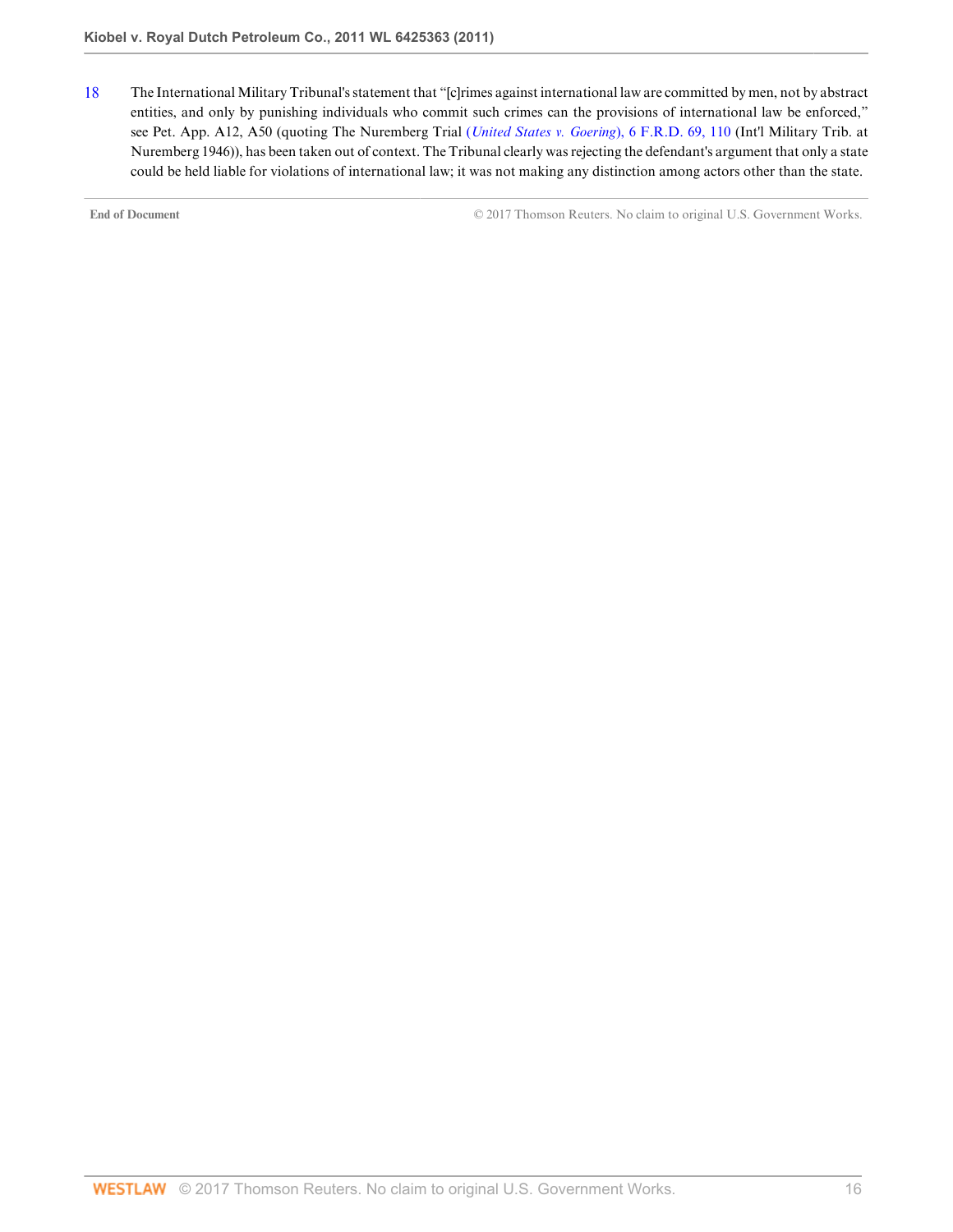18 The International Military Tribunal's statement that "[c]rimes against international law are committed by men, not by abstract entities, and only by punishing individuals who commit such crimes can the provisions of international law be enforced," see Pet. App. A12, A50 (quoting The Nuremberg Trial (*United States v. Goering*), 6 F.R.D. 69, 110 (Int'l Military Trib. at Nuremberg 1946)), has been taken out of context. The Tribunal clearly was rejecting the defendant's argument that only a state could be held liable for violations of international law; it was not making any distinction among actors other than the state.

**End of Document** © 2017 Thomson Reuters. No claim to original U.S. Government Works.